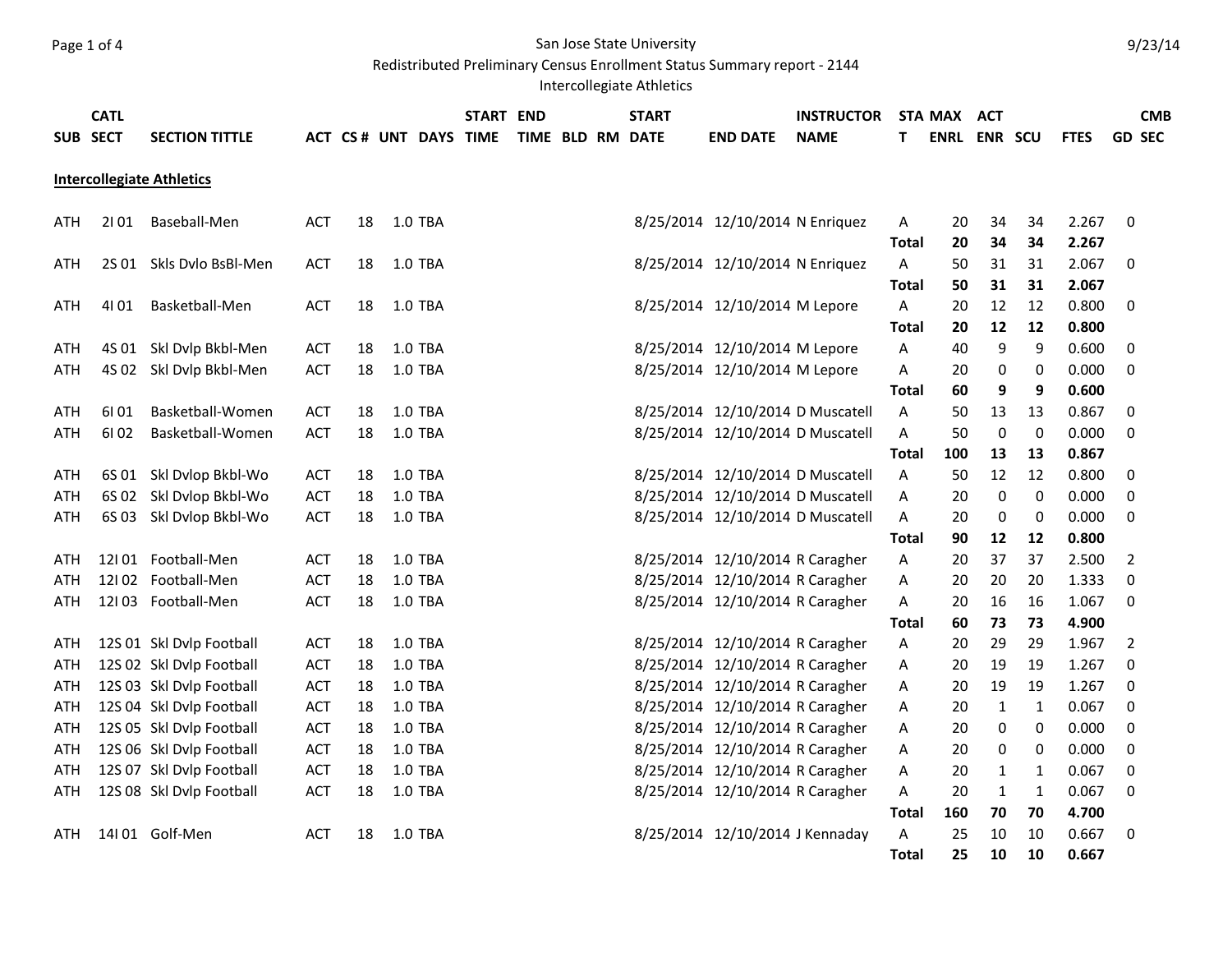San Jose State University

Redistributed Preliminary Census Enrollment Status Summary report - 2144

Intercollegiate Athletics

9/23/14

| SUB | CATL SECT | SECTION TITTLE | ACT | CS # | UNT | DAYS | START TIME | END TIME | BLD | RM | START DATE | END DATE | INSTRUCTOR NAME | STAT | MAX ENRL | ACT ENR | SCU | FTES | GD | CMB SEC |
|---|---|---|---|---|---|---|---|---|---|---|---|---|---|---|---|---|---|---|---|---|
| **Intercollegiate Athletics** | | | | | | | | | | | | | | | | | | | | |
| ATH | 2I 01 | Baseball-Men | ACT | 18 | 1.0 | TBA | | | | | 8/25/2014 | 12/10/2014 | N Enriquez | A | 20 | 34 | 34 | 2.267 | 0 | |
| | | | | | | | | | | | | | | **Total** | **20** | **34** | **34** | **2.267** | | |
| ATH | 2S 01 | Skls Dvlo BsBl-Men | ACT | 18 | 1.0 | TBA | | | | | 8/25/2014 | 12/10/2014 | N Enriquez | A | 50 | 31 | 31 | 2.067 | 0 | |
| | | | | | | | | | | | | | | **Total** | **50** | **31** | **31** | **2.067** | | |
| ATH | 4I 01 | Basketball-Men | ACT | 18 | 1.0 | TBA | | | | | 8/25/2014 | 12/10/2014 | M Lepore | A | 20 | 12 | 12 | 0.800 | 0 | |
| | | | | | | | | | | | | | | **Total** | **20** | **12** | **12** | **0.800** | | |
| ATH | 4S 01 | Skl Dvlp Bkbl-Men | ACT | 18 | 1.0 | TBA | | | | | 8/25/2014 | 12/10/2014 | M Lepore | A | 40 | 9 | 9 | 0.600 | 0 | |
| ATH | 4S 02 | Skl Dvlp Bkbl-Men | ACT | 18 | 1.0 | TBA | | | | | 8/25/2014 | 12/10/2014 | M Lepore | A | 20 | 0 | 0 | 0.000 | 0 | |
| | | | | | | | | | | | | | | **Total** | **60** | **9** | **9** | **0.600** | | |
| ATH | 6I 01 | Basketball-Women | ACT | 18 | 1.0 | TBA | | | | | 8/25/2014 | 12/10/2014 | D Muscatell | A | 50 | 13 | 13 | 0.867 | 0 | |
| ATH | 6I 02 | Basketball-Women | ACT | 18 | 1.0 | TBA | | | | | 8/25/2014 | 12/10/2014 | D Muscatell | A | 50 | 0 | 0 | 0.000 | 0 | |
| | | | | | | | | | | | | | | **Total** | **100** | **13** | **13** | **0.867** | | |
| ATH | 6S 01 | Skl Dvlop Bkbl-Wo | ACT | 18 | 1.0 | TBA | | | | | 8/25/2014 | 12/10/2014 | D Muscatell | A | 50 | 12 | 12 | 0.800 | 0 | |
| ATH | 6S 02 | Skl Dvlop Bkbl-Wo | ACT | 18 | 1.0 | TBA | | | | | 8/25/2014 | 12/10/2014 | D Muscatell | A | 20 | 0 | 0 | 0.000 | 0 | |
| ATH | 6S 03 | Skl Dvlop Bkbl-Wo | ACT | 18 | 1.0 | TBA | | | | | 8/25/2014 | 12/10/2014 | D Muscatell | A | 20 | 0 | 0 | 0.000 | 0 | |
| | | | | | | | | | | | | | | **Total** | **90** | **12** | **12** | **0.800** | | |
| ATH | 12I 01 | Football-Men | ACT | 18 | 1.0 | TBA | | | | | 8/25/2014 | 12/10/2014 | R Caragher | A | 20 | 37 | 37 | 2.500 | 2 | |
| ATH | 12I 02 | Football-Men | ACT | 18 | 1.0 | TBA | | | | | 8/25/2014 | 12/10/2014 | R Caragher | A | 20 | 20 | 20 | 1.333 | 0 | |
| ATH | 12I 03 | Football-Men | ACT | 18 | 1.0 | TBA | | | | | 8/25/2014 | 12/10/2014 | R Caragher | A | 20 | 16 | 16 | 1.067 | 0 | |
| | | | | | | | | | | | | | | **Total** | **60** | **73** | **73** | **4.900** | | |
| ATH | 12S 01 | Skl Dvlp Football | ACT | 18 | 1.0 | TBA | | | | | 8/25/2014 | 12/10/2014 | R Caragher | A | 20 | 29 | 29 | 1.967 | 2 | |
| ATH | 12S 02 | Skl Dvlp Football | ACT | 18 | 1.0 | TBA | | | | | 8/25/2014 | 12/10/2014 | R Caragher | A | 20 | 19 | 19 | 1.267 | 0 | |
| ATH | 12S 03 | Skl Dvlp Football | ACT | 18 | 1.0 | TBA | | | | | 8/25/2014 | 12/10/2014 | R Caragher | A | 20 | 19 | 19 | 1.267 | 0 | |
| ATH | 12S 04 | Skl Dvlp Football | ACT | 18 | 1.0 | TBA | | | | | 8/25/2014 | 12/10/2014 | R Caragher | A | 20 | 1 | 1 | 0.067 | 0 | |
| ATH | 12S 05 | Skl Dvlp Football | ACT | 18 | 1.0 | TBA | | | | | 8/25/2014 | 12/10/2014 | R Caragher | A | 20 | 0 | 0 | 0.000 | 0 | |
| ATH | 12S 06 | Skl Dvlp Football | ACT | 18 | 1.0 | TBA | | | | | 8/25/2014 | 12/10/2014 | R Caragher | A | 20 | 0 | 0 | 0.000 | 0 | |
| ATH | 12S 07 | Skl Dvlp Football | ACT | 18 | 1.0 | TBA | | | | | 8/25/2014 | 12/10/2014 | R Caragher | A | 20 | 1 | 1 | 0.067 | 0 | |
| ATH | 12S 08 | Skl Dvlp Football | ACT | 18 | 1.0 | TBA | | | | | 8/25/2014 | 12/10/2014 | R Caragher | A | 20 | 1 | 1 | 0.067 | 0 | |
| | | | | | | | | | | | | | | **Total** | **160** | **70** | **70** | **4.700** | | |
| ATH | 14I 01 | Golf-Men | ACT | 18 | 1.0 | TBA | | | | | 8/25/2014 | 12/10/2014 | J Kennaday | A | 25 | 10 | 10 | 0.667 | 0 | |
| | | | | | | | | | | | | | | **Total** | **25** | **10** | **10** | **0.667** | | |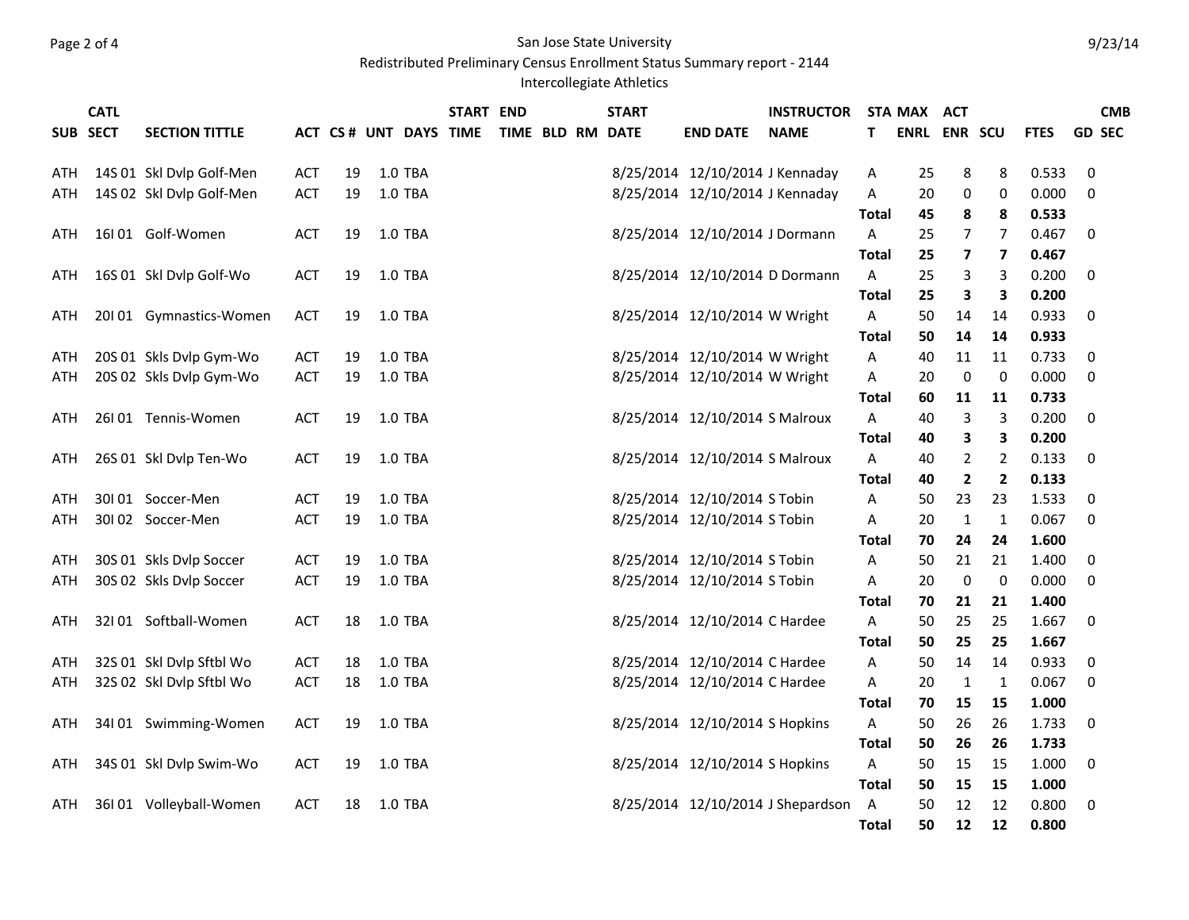San Jose State University

Redistributed Preliminary Census Enrollment Status Summary report - 2144

Intercollegiate Athletics

9/23/14

| SUB | CATL SECT | SECTION TITTLE | ACT | CS # | UNT | DAYS | START TIME | END TIME | BLD | RM | START DATE | END DATE | INSTRUCTOR NAME | STAT | MAX ENRL | ACT ENR | SCU | FTES | GD | CMB SEC |
|---|---|---|---|---|---|---|---|---|---|---|---|---|---|---|---|---|---|---|---|---|
| ATH | 14S 01 | Skl Dvlp Golf-Men | ACT | 19 | 1.0 | TBA | | | | | 8/25/2014 | 12/10/2014 | J Kennaday | A | 25 | 8 | 8 | 0.533 | 0 | |
| ATH | 14S 02 | Skl Dvlp Golf-Men | ACT | 19 | 1.0 | TBA | | | | | 8/25/2014 | 12/10/2014 | J Kennaday | A | 20 | 0 | 0 | 0.000 | 0 | |
| | | | | | | | | | | | | | | **Total** | **45** | **8** | **8** | **0.533** | | |
| ATH | 16I 01 | Golf-Women | ACT | 19 | 1.0 | TBA | | | | | 8/25/2014 | 12/10/2014 | J Dormann | A | 25 | 7 | 7 | 0.467 | 0 | |
| | | | | | | | | | | | | | | **Total** | **25** | **7** | **7** | **0.467** | | |
| ATH | 16S 01 | Skl Dvlp Golf-Wo | ACT | 19 | 1.0 | TBA | | | | | 8/25/2014 | 12/10/2014 | D Dormann | A | 25 | 3 | 3 | 0.200 | 0 | |
| | | | | | | | | | | | | | | **Total** | **25** | **3** | **3** | **0.200** | | |
| ATH | 20I 01 | Gymnastics-Women | ACT | 19 | 1.0 | TBA | | | | | 8/25/2014 | 12/10/2014 | W Wright | A | 50 | 14 | 14 | 0.933 | 0 | |
| | | | | | | | | | | | | | | **Total** | **50** | **14** | **14** | **0.933** | | |
| ATH | 20S 01 | Skls Dvlp Gym-Wo | ACT | 19 | 1.0 | TBA | | | | | 8/25/2014 | 12/10/2014 | W Wright | A | 40 | 11 | 11 | 0.733 | 0 | |
| ATH | 20S 02 | Skls Dvlp Gym-Wo | ACT | 19 | 1.0 | TBA | | | | | 8/25/2014 | 12/10/2014 | W Wright | A | 20 | 0 | 0 | 0.000 | 0 | |
| | | | | | | | | | | | | | | **Total** | **60** | **11** | **11** | **0.733** | | |
| ATH | 26I 01 | Tennis-Women | ACT | 19 | 1.0 | TBA | | | | | 8/25/2014 | 12/10/2014 | S Malroux | A | 40 | 3 | 3 | 0.200 | 0 | |
| | | | | | | | | | | | | | | **Total** | **40** | **3** | **3** | **0.200** | | |
| ATH | 26S 01 | Skl Dvlp Ten-Wo | ACT | 19 | 1.0 | TBA | | | | | 8/25/2014 | 12/10/2014 | S Malroux | A | 40 | 2 | 2 | 0.133 | 0 | |
| | | | | | | | | | | | | | | **Total** | **40** | **2** | **2** | **0.133** | | |
| ATH | 30I 01 | Soccer-Men | ACT | 19 | 1.0 | TBA | | | | | 8/25/2014 | 12/10/2014 | S Tobin | A | 50 | 23 | 23 | 1.533 | 0 | |
| ATH | 30I 02 | Soccer-Men | ACT | 19 | 1.0 | TBA | | | | | 8/25/2014 | 12/10/2014 | S Tobin | A | 20 | 1 | 1 | 0.067 | 0 | |
| | | | | | | | | | | | | | | **Total** | **70** | **24** | **24** | **1.600** | | |
| ATH | 30S 01 | Skls Dvlp Soccer | ACT | 19 | 1.0 | TBA | | | | | 8/25/2014 | 12/10/2014 | S Tobin | A | 50 | 21 | 21 | 1.400 | 0 | |
| ATH | 30S 02 | Skls Dvlp Soccer | ACT | 19 | 1.0 | TBA | | | | | 8/25/2014 | 12/10/2014 | S Tobin | A | 20 | 0 | 0 | 0.000 | 0 | |
| | | | | | | | | | | | | | | **Total** | **70** | **21** | **21** | **1.400** | | |
| ATH | 32I 01 | Softball-Women | ACT | 18 | 1.0 | TBA | | | | | 8/25/2014 | 12/10/2014 | C Hardee | A | 50 | 25 | 25 | 1.667 | 0 | |
| | | | | | | | | | | | | | | **Total** | **50** | **25** | **25** | **1.667** | | |
| ATH | 32S 01 | Skl Dvlp Sftbl Wo | ACT | 18 | 1.0 | TBA | | | | | 8/25/2014 | 12/10/2014 | C Hardee | A | 50 | 14 | 14 | 0.933 | 0 | |
| ATH | 32S 02 | Skl Dvlp Sftbl Wo | ACT | 18 | 1.0 | TBA | | | | | 8/25/2014 | 12/10/2014 | C Hardee | A | 20 | 1 | 1 | 0.067 | 0 | |
| | | | | | | | | | | | | | | **Total** | **70** | **15** | **15** | **1.000** | | |
| ATH | 34I 01 | Swimming-Women | ACT | 19 | 1.0 | TBA | | | | | 8/25/2014 | 12/10/2014 | S Hopkins | A | 50 | 26 | 26 | 1.733 | 0 | |
| | | | | | | | | | | | | | | **Total** | **50** | **26** | **26** | **1.733** | | |
| ATH | 34S 01 | Skl Dvlp Swim-Wo | ACT | 19 | 1.0 | TBA | | | | | 8/25/2014 | 12/10/2014 | S Hopkins | A | 50 | 15 | 15 | 1.000 | 0 | |
| | | | | | | | | | | | | | | **Total** | **50** | **15** | **15** | **1.000** | | |
| ATH | 36I 01 | Volleyball-Women | ACT | 18 | 1.0 | TBA | | | | | 8/25/2014 | 12/10/2014 | J Shepardson | A | 50 | 12 | 12 | 0.800 | 0 | |
| | | | | | | | | | | | | | | **Total** | **50** | **12** | **12** | **0.800** | | |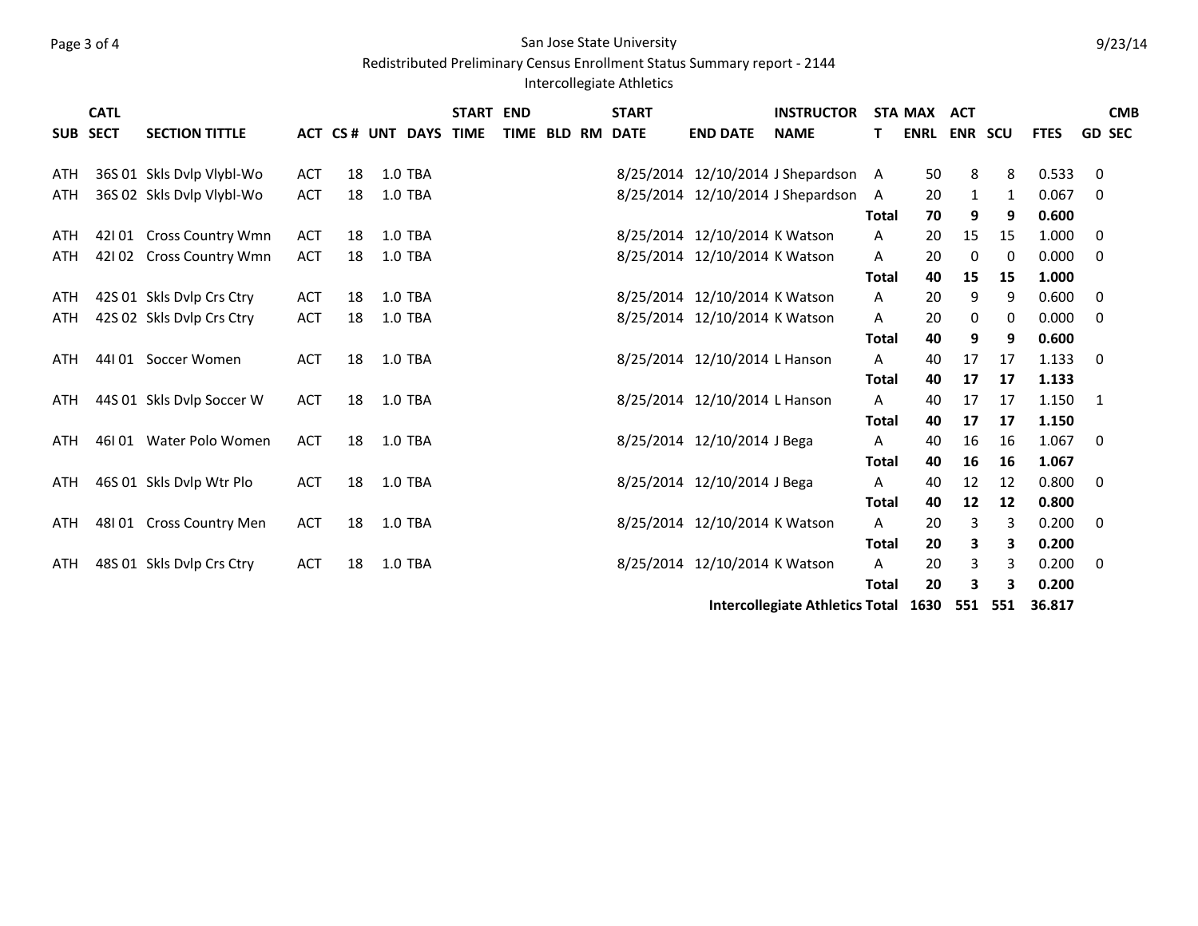San Jose State University

Redistributed Preliminary Census Enrollment Status Summary report - 2144

Intercollegiate Athletics

| SUB | CATL SECT | SECTION TITTLE | ACT | CS # | UNT | DAYS | START TIME | END TIME | BLD | RM | START DATE | END DATE | INSTRUCTOR NAME | STAT | MAX ENRL | ACT ENR | SCU | FTES | GD | CMB SEC |
|---|---|---|---|---|---|---|---|---|---|---|---|---|---|---|---|---|---|---|---|---|
| ATH | 36S 01 | Skls Dvlp Vlybl-Wo | ACT | 18 | 1.0 | TBA | | | | | 8/25/2014 | 12/10/2014 | J Shepardson | A | 50 | 8 | 8 | 0.533 | 0 | |
| ATH | 36S 02 | Skls Dvlp Vlybl-Wo | ACT | 18 | 1.0 | TBA | | | | | 8/25/2014 | 12/10/2014 | J Shepardson | A | 20 | 1 | 1 | 0.067 | 0 | |
| | | | | | | | | | | | | | | **Total** | **70** | **9** | **9** | **0.600** | | |
| ATH | 42I 01 | Cross Country Wmn | ACT | 18 | 1.0 | TBA | | | | | 8/25/2014 | 12/10/2014 | K Watson | A | 20 | 15 | 15 | 1.000 | 0 | |
| ATH | 42I 02 | Cross Country Wmn | ACT | 18 | 1.0 | TBA | | | | | 8/25/2014 | 12/10/2014 | K Watson | A | 20 | 0 | 0 | 0.000 | 0 | |
| | | | | | | | | | | | | | | **Total** | **40** | **15** | **15** | **1.000** | | |
| ATH | 42S 01 | Skls Dvlp Crs Ctry | ACT | 18 | 1.0 | TBA | | | | | 8/25/2014 | 12/10/2014 | K Watson | A | 20 | 9 | 9 | 0.600 | 0 | |
| ATH | 42S 02 | Skls Dvlp Crs Ctry | ACT | 18 | 1.0 | TBA | | | | | 8/25/2014 | 12/10/2014 | K Watson | A | 20 | 0 | 0 | 0.000 | 0 | |
| | | | | | | | | | | | | | | **Total** | **40** | **9** | **9** | **0.600** | | |
| ATH | 44I 01 | Soccer Women | ACT | 18 | 1.0 | TBA | | | | | 8/25/2014 | 12/10/2014 | L Hanson | A | 40 | 17 | 17 | 1.133 | 0 | |
| | | | | | | | | | | | | | | **Total** | **40** | **17** | **17** | **1.133** | | |
| ATH | 44S 01 | Skls Dvlp Soccer W | ACT | 18 | 1.0 | TBA | | | | | 8/25/2014 | 12/10/2014 | L Hanson | A | 40 | 17 | 17 | 1.150 | 1 | |
| | | | | | | | | | | | | | | **Total** | **40** | **17** | **17** | **1.150** | | |
| ATH | 46I 01 | Water Polo Women | ACT | 18 | 1.0 | TBA | | | | | 8/25/2014 | 12/10/2014 | J Bega | A | 40 | 16 | 16 | 1.067 | 0 | |
| | | | | | | | | | | | | | | **Total** | **40** | **16** | **16** | **1.067** | | |
| ATH | 46S 01 | Skls Dvlp Wtr Plo | ACT | 18 | 1.0 | TBA | | | | | 8/25/2014 | 12/10/2014 | J Bega | A | 40 | 12 | 12 | 0.800 | 0 | |
| | | | | | | | | | | | | | | **Total** | **40** | **12** | **12** | **0.800** | | |
| ATH | 48I 01 | Cross Country Men | ACT | 18 | 1.0 | TBA | | | | | 8/25/2014 | 12/10/2014 | K Watson | A | 20 | 3 | 3 | 0.200 | 0 | |
| | | | | | | | | | | | | | | **Total** | **20** | **3** | **3** | **0.200** | | |
| ATH | 48S 01 | Skls Dvlp Crs Ctry | ACT | 18 | 1.0 | TBA | | | | | 8/25/2014 | 12/10/2014 | K Watson | A | 20 | 3 | 3 | 0.200 | 0 | |
| | | | | | | | | | | | | | | **Total** | **20** | **3** | **3** | **0.200** | | |
| | | | | | | | | | | | | | **Intercollegiate Athletics Total** | | **1630** | **551** | **551** | **36.817** | | |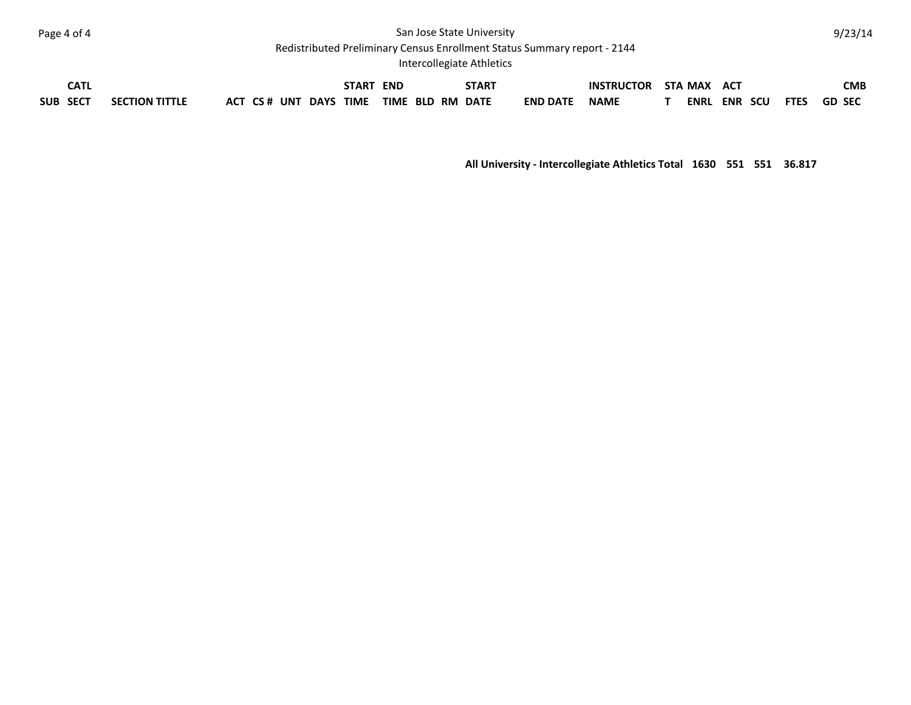| SUB | CATL SECT | SECTION TITTLE | ACT | CS # | UNT | DAYS | START TIME | END TIME | BLD | RM | START DATE | END DATE | INSTRUCTOR NAME | STAT | MAX ENRL | ACT ENR | SCU | FTES | GD | CMB SEC |
|---|---|---|---|---|---|---|---|---|---|---|---|---|---|---|---|---|---|---|---|---|
| | | | | | | | | | | | **All University - Intercollegiate Athletics Total** | | | | **1630** | **551** | **551** | **36.817** | | |